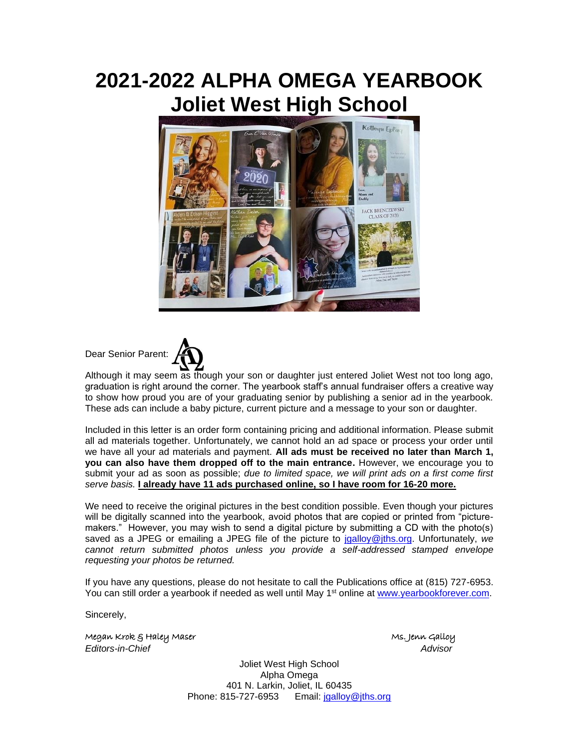# 2021-2022 ALPHA OMEGA YEARBOOK
# Joliet West High School

Dear Senior Parent:

Although it may seem as though your son or daughter just entered Joliet West not too long ago, graduation is right around the corner. The yearbook staff's annual fundraiser offers a creative way to show how proud you are of your graduating senior by publishing a senior ad in the yearbook. These ads can include a baby picture, current picture and a message to your son or daughter.

Included in this letter is an order form containing pricing and additional information. Please submit all ad materials together. Unfortunately, we cannot hold an ad space or process your order until we have all your ad materials and payment. **All ads must be received no later than March 1, you can also have them dropped off to the main entrance.** However, we encourage you to submit your ad as soon as possible; *due to limited space, we will print ads on a first come first serve basis.* **I already have 11 ads purchased online, so I have room for 16-20 more.**

We need to receive the original pictures in the best condition possible. Even though your pictures will be digitally scanned into the yearbook, avoid photos that are copied or printed from "picture-makers." However, you may wish to send a digital picture by submitting a CD with the photo(s) saved as a JPEG or emailing a JPEG file of the picture to jgalloy@jths.org. Unfortunately, *we cannot return submitted photos unless you provide a self-addressed stamped envelope requesting your photos be returned.*

If you have any questions, please do not hesitate to call the Publications office at (815) 727-6953. You can still order a yearbook if needed as well until May 1st online at www.yearbookforever.com.

Sincerely,

Megan Krok & Haley Maser
*Editors-in-Chief*

Ms. Jenn Galloy
*Advisor*

Joliet West High School
Alpha Omega
401 N. Larkin, Joliet, IL 60435
Phone: 815-727-6953 Email: jgalloy@jths.org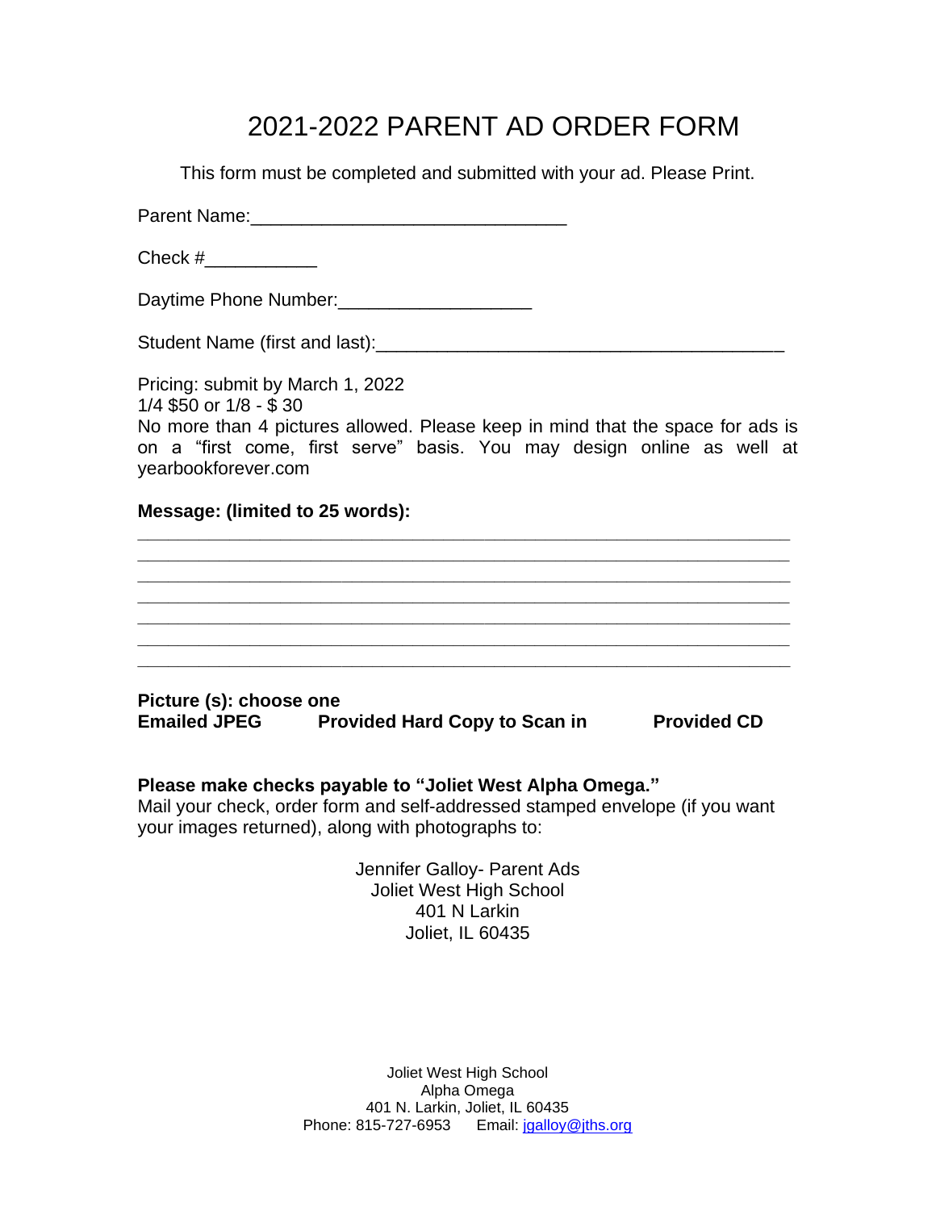// Form transcription: blank fill-in lines are reproduced as runs of underscores, as printed.
# 2021-2022 PARENT AD ORDER FORM

This form must be completed and submitted with your ad. Please Print.

Parent Name:______________________________

Check #__________

Daytime Phone Number:__________________

Student Name (first and last):_______________________________________

Pricing: submit by March 1, 2022
1/4 $50 or 1/8 - $ 30
No more than 4 pictures allowed. Please keep in mind that the space for ads is on a "first come, first serve" basis. You may design online as well at yearbookforever.com

**Message: (limited to 25 words):**

_______________________________________________________________
_______________________________________________________________
_______________________________________________________________
_______________________________________________________________
_______________________________________________________________
_______________________________________________________________
_______________________________________________________________

**Picture (s): choose one**
**Emailed JPEG** **Provided Hard Copy to Scan in** **Provided CD**

**Please make checks payable to "Joliet West Alpha Omega."**
Mail your check, order form and self-addressed stamped envelope (if you want your images returned), along with photographs to:

Jennifer Galloy- Parent Ads
Joliet West High School
401 N Larkin
Joliet, IL 60435

Joliet West High School
Alpha Omega
401 N. Larkin, Joliet, IL 60435
Phone: 815-727-6953 Email: jgalloy@jths.org